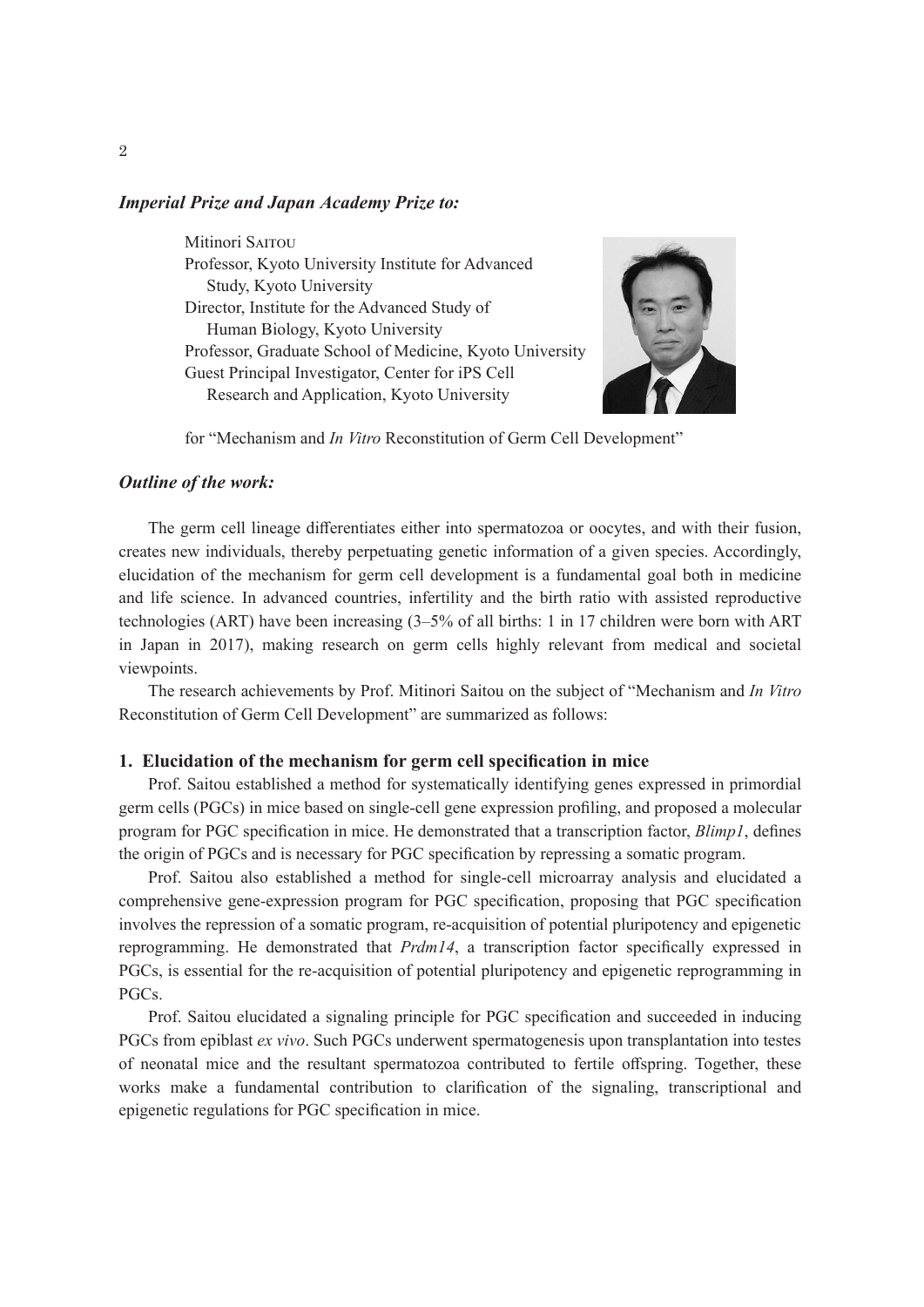***Imperial Prize and Japan Academy Prize to:***

Mitinori Saitou
Professor, Kyoto University Institute for Advanced Study, Kyoto University
Director, Institute for the Advanced Study of Human Biology, Kyoto University
Professor, Graduate School of Medicine, Kyoto University
Guest Principal Investigator, Center for iPS Cell Research and Application, Kyoto University

for "Mechanism and *In Vitro* Reconstitution of Germ Cell Development"

***Outline of the work:***

The germ cell lineage differentiates either into spermatozoa or oocytes, and with their fusion, creates new individuals, thereby perpetuating genetic information of a given species. Accordingly, elucidation of the mechanism for germ cell development is a fundamental goal both in medicine and life science. In advanced countries, infertility and the birth ratio with assisted reproductive technologies (ART) have been increasing (3–5% of all births: 1 in 17 children were born with ART in Japan in 2017), making research on germ cells highly relevant from medical and societal viewpoints.

The research achievements by Prof. Mitinori Saitou on the subject of "Mechanism and *In Vitro* Reconstitution of Germ Cell Development" are summarized as follows:

**1. Elucidation of the mechanism for germ cell specification in mice**

Prof. Saitou established a method for systematically identifying genes expressed in primordial germ cells (PGCs) in mice based on single-cell gene expression profiling, and proposed a molecular program for PGC specification in mice. He demonstrated that a transcription factor, *Blimp1*, defines the origin of PGCs and is necessary for PGC specification by repressing a somatic program.

Prof. Saitou also established a method for single-cell microarray analysis and elucidated a comprehensive gene-expression program for PGC specification, proposing that PGC specification involves the repression of a somatic program, re-acquisition of potential pluripotency and epigenetic reprogramming. He demonstrated that *Prdm14*, a transcription factor specifically expressed in PGCs, is essential for the re-acquisition of potential pluripotency and epigenetic reprogramming in PGCs.

Prof. Saitou elucidated a signaling principle for PGC specification and succeeded in inducing PGCs from epiblast *ex vivo*. Such PGCs underwent spermatogenesis upon transplantation into testes of neonatal mice and the resultant spermatozoa contributed to fertile offspring. Together, these works make a fundamental contribution to clarification of the signaling, transcriptional and epigenetic regulations for PGC specification in mice.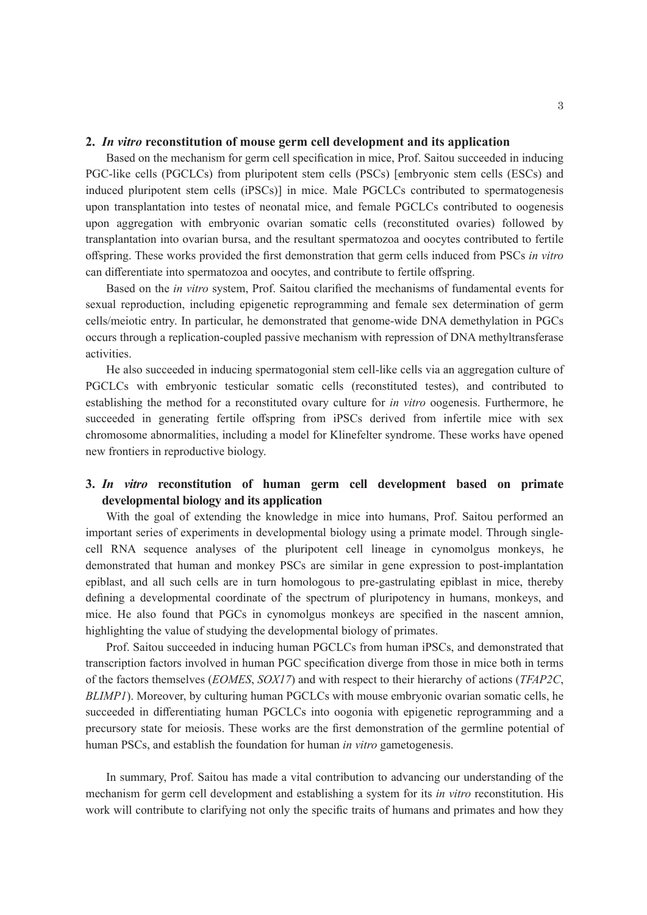## 2. *In vitro* reconstitution of mouse germ cell development and its application

Based on the mechanism for germ cell specification in mice, Prof. Saitou succeeded in inducing PGC-like cells (PGCLCs) from pluripotent stem cells (PSCs) [embryonic stem cells (ESCs) and induced pluripotent stem cells (iPSCs)] in mice. Male PGCLCs contributed to spermatogenesis upon transplantation into testes of neonatal mice, and female PGCLCs contributed to oogenesis upon aggregation with embryonic ovarian somatic cells (reconstituted ovaries) followed by transplantation into ovarian bursa, and the resultant spermatozoa and oocytes contributed to fertile offspring. These works provided the first demonstration that germ cells induced from PSCs *in vitro* can differentiate into spermatozoa and oocytes, and contribute to fertile offspring.

Based on the *in vitro* system, Prof. Saitou clarified the mechanisms of fundamental events for sexual reproduction, including epigenetic reprogramming and female sex determination of germ cells/meiotic entry. In particular, he demonstrated that genome-wide DNA demethylation in PGCs occurs through a replication-coupled passive mechanism with repression of DNA methyltransferase activities.

He also succeeded in inducing spermatogonial stem cell-like cells via an aggregation culture of PGCLCs with embryonic testicular somatic cells (reconstituted testes), and contributed to establishing the method for a reconstituted ovary culture for *in vitro* oogenesis. Furthermore, he succeeded in generating fertile offspring from iPSCs derived from infertile mice with sex chromosome abnormalities, including a model for Klinefelter syndrome. These works have opened new frontiers in reproductive biology.

## 3. *In vitro* reconstitution of human germ cell development based on primate developmental biology and its application

With the goal of extending the knowledge in mice into humans, Prof. Saitou performed an important series of experiments in developmental biology using a primate model. Through single-cell RNA sequence analyses of the pluripotent cell lineage in cynomolgus monkeys, he demonstrated that human and monkey PSCs are similar in gene expression to post-implantation epiblast, and all such cells are in turn homologous to pre-gastrulating epiblast in mice, thereby defining a developmental coordinate of the spectrum of pluripotency in humans, monkeys, and mice. He also found that PGCs in cynomolgus monkeys are specified in the nascent amnion, highlighting the value of studying the developmental biology of primates.

Prof. Saitou succeeded in inducing human PGCLCs from human iPSCs, and demonstrated that transcription factors involved in human PGC specification diverge from those in mice both in terms of the factors themselves (*EOMES*, *SOX17*) and with respect to their hierarchy of actions (*TFAP2C*, *BLIMP1*). Moreover, by culturing human PGCLCs with mouse embryonic ovarian somatic cells, he succeeded in differentiating human PGCLCs into oogonia with epigenetic reprogramming and a precursory state for meiosis. These works are the first demonstration of the germline potential of human PSCs, and establish the foundation for human *in vitro* gametogenesis.

In summary, Prof. Saitou has made a vital contribution to advancing our understanding of the mechanism for germ cell development and establishing a system for its *in vitro* reconstitution. His work will contribute to clarifying not only the specific traits of humans and primates and how they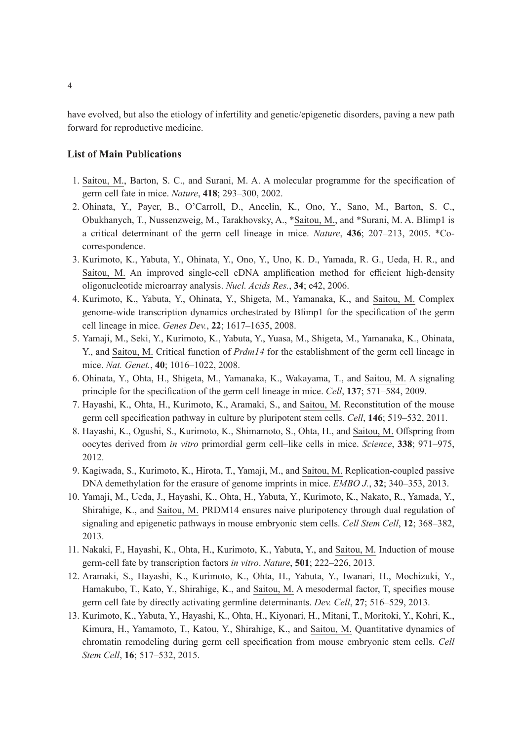have evolved, but also the etiology of infertility and genetic/epigenetic disorders, paving a new path forward for reproductive medicine.

### List of Main Publications

1. Saitou, M., Barton, S. C., and Surani, M. A. A molecular programme for the specification of germ cell fate in mice. *Nature*, **418**; 293–300, 2002.
2. Ohinata, Y., Payer, B., O'Carroll, D., Ancelin, K., Ono, Y., Sano, M., Barton, S. C., Obukhanych, T., Nussenzweig, M., Tarakhovsky, A., *Saitou, M., and *Surani, M. A. Blimp1 is a critical determinant of the germ cell lineage in mice. *Nature*, **436**; 207–213, 2005. *Co-correspondence.
3. Kurimoto, K., Yabuta, Y., Ohinata, Y., Ono, Y., Uno, K. D., Yamada, R. G., Ueda, H. R., and Saitou, M. An improved single-cell cDNA amplification method for efficient high-density oligonucleotide microarray analysis. *Nucl. Acids Res.*, **34**; e42, 2006.
4. Kurimoto, K., Yabuta, Y., Ohinata, Y., Shigeta, M., Yamanaka, K., and Saitou, M. Complex genome-wide transcription dynamics orchestrated by Blimp1 for the specification of the germ cell lineage in mice. *Genes Dev.*, **22**; 1617–1635, 2008.
5. Yamaji, M., Seki, Y., Kurimoto, K., Yabuta, Y., Yuasa, M., Shigeta, M., Yamanaka, K., Ohinata, Y., and Saitou, M. Critical function of *Prdm14* for the establishment of the germ cell lineage in mice. *Nat. Genet.*, **40**; 1016–1022, 2008.
6. Ohinata, Y., Ohta, H., Shigeta, M., Yamanaka, K., Wakayama, T., and Saitou, M. A signaling principle for the specification of the germ cell lineage in mice. *Cell*, **137**; 571–584, 2009.
7. Hayashi, K., Ohta, H., Kurimoto, K., Aramaki, S., and Saitou, M. Reconstitution of the mouse germ cell specification pathway in culture by pluripotent stem cells. *Cell*, **146**; 519–532, 2011.
8. Hayashi, K., Ogushi, S., Kurimoto, K., Shimamoto, S., Ohta, H., and Saitou, M. Offspring from oocytes derived from *in vitro* primordial germ cell–like cells in mice. *Science*, **338**; 971–975, 2012.
9. Kagiwada, S., Kurimoto, K., Hirota, T., Yamaji, M., and Saitou, M. Replication-coupled passive DNA demethylation for the erasure of genome imprints in mice. *EMBO J.*, **32**; 340–353, 2013.
10. Yamaji, M., Ueda, J., Hayashi, K., Ohta, H., Yabuta, Y., Kurimoto, K., Nakato, R., Yamada, Y., Shirahige, K., and Saitou, M. PRDM14 ensures naive pluripotency through dual regulation of signaling and epigenetic pathways in mouse embryonic stem cells. *Cell Stem Cell*, **12**; 368–382, 2013.
11. Nakaki, F., Hayashi, K., Ohta, H., Kurimoto, K., Yabuta, Y., and Saitou, M. Induction of mouse germ-cell fate by transcription factors *in vitro*. *Nature*, **501**; 222–226, 2013.
12. Aramaki, S., Hayashi, K., Kurimoto, K., Ohta, H., Yabuta, Y., Iwanari, H., Mochizuki, Y., Hamakubo, T., Kato, Y., Shirahige, K., and Saitou, M. A mesodermal factor, T, specifies mouse germ cell fate by directly activating germline determinants. *Dev. Cell*, **27**; 516–529, 2013.
13. Kurimoto, K., Yabuta, Y., Hayashi, K., Ohta, H., Kiyonari, H., Mitani, T., Moritoki, Y., Kohri, K., Kimura, H., Yamamoto, T., Katou, Y., Shirahige, K., and Saitou, M. Quantitative dynamics of chromatin remodeling during germ cell specification from mouse embryonic stem cells. *Cell Stem Cell*, **16**; 517–532, 2015.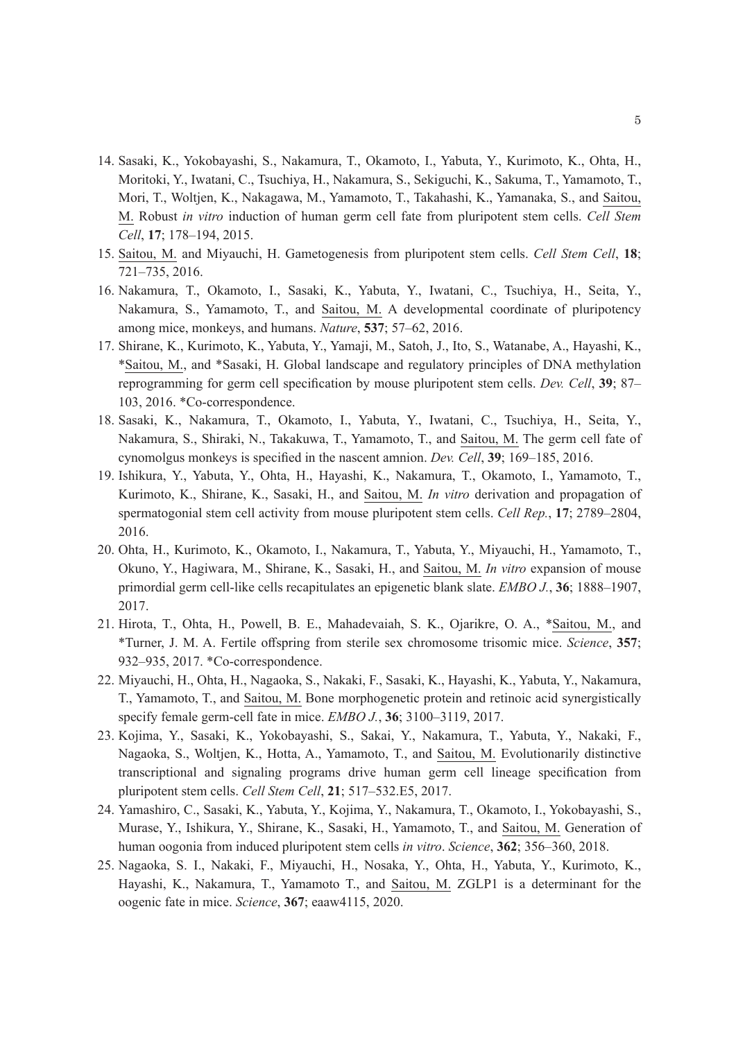14. Sasaki, K., Yokobayashi, S., Nakamura, T., Okamoto, I., Yabuta, Y., Kurimoto, K., Ohta, H., Moritoki, Y., Iwatani, C., Tsuchiya, H., Nakamura, S., Sekiguchi, K., Sakuma, T., Yamamoto, T., Mori, T., Woltjen, K., Nakagawa, M., Yamamoto, T., Takahashi, K., Yamanaka, S., and Saitou, M. Robust *in vitro* induction of human germ cell fate from pluripotent stem cells. *Cell Stem Cell*, **17**; 178–194, 2015.
15. Saitou, M. and Miyauchi, H. Gametogenesis from pluripotent stem cells. *Cell Stem Cell*, **18**; 721–735, 2016.
16. Nakamura, T., Okamoto, I., Sasaki, K., Yabuta, Y., Iwatani, C., Tsuchiya, H., Seita, Y., Nakamura, S., Yamamoto, T., and Saitou, M. A developmental coordinate of pluripotency among mice, monkeys, and humans. *Nature*, **537**; 57–62, 2016.
17. Shirane, K., Kurimoto, K., Yabuta, Y., Yamaji, M., Satoh, J., Ito, S., Watanabe, A., Hayashi, K., *Saitou, M., and *Sasaki, H. Global landscape and regulatory principles of DNA methylation reprogramming for germ cell specification by mouse pluripotent stem cells. *Dev. Cell*, **39**; 87–103, 2016. *Co-correspondence.
18. Sasaki, K., Nakamura, T., Okamoto, I., Yabuta, Y., Iwatani, C., Tsuchiya, H., Seita, Y., Nakamura, S., Shiraki, N., Takakuwa, T., Yamamoto, T., and Saitou, M. The germ cell fate of cynomolgus monkeys is specified in the nascent amnion. *Dev. Cell*, **39**; 169–185, 2016.
19. Ishikura, Y., Yabuta, Y., Ohta, H., Hayashi, K., Nakamura, T., Okamoto, I., Yamamoto, T., Kurimoto, K., Shirane, K., Sasaki, H., and Saitou, M. *In vitro* derivation and propagation of spermatogonial stem cell activity from mouse pluripotent stem cells. *Cell Rep.*, **17**; 2789–2804, 2016.
20. Ohta, H., Kurimoto, K., Okamoto, I., Nakamura, T., Yabuta, Y., Miyauchi, H., Yamamoto, T., Okuno, Y., Hagiwara, M., Shirane, K., Sasaki, H., and Saitou, M. *In vitro* expansion of mouse primordial germ cell-like cells recapitulates an epigenetic blank slate. *EMBO J.*, **36**; 1888–1907, 2017.
21. Hirota, T., Ohta, H., Powell, B. E., Mahadevaiah, S. K., Ojarikre, O. A., *Saitou, M., and *Turner, J. M. A. Fertile offspring from sterile sex chromosome trisomic mice. *Science*, **357**; 932–935, 2017. *Co-correspondence.
22. Miyauchi, H., Ohta, H., Nagaoka, S., Nakaki, F., Sasaki, K., Hayashi, K., Yabuta, Y., Nakamura, T., Yamamoto, T., and Saitou, M. Bone morphogenetic protein and retinoic acid synergistically specify female germ-cell fate in mice. *EMBO J.*, **36**; 3100–3119, 2017.
23. Kojima, Y., Sasaki, K., Yokobayashi, S., Sakai, Y., Nakamura, T., Yabuta, Y., Nakaki, F., Nagaoka, S., Woltjen, K., Hotta, A., Yamamoto, T., and Saitou, M. Evolutionarily distinctive transcriptional and signaling programs drive human germ cell lineage specification from pluripotent stem cells. *Cell Stem Cell*, **21**; 517–532.E5, 2017.
24. Yamashiro, C., Sasaki, K., Yabuta, Y., Kojima, Y., Nakamura, T., Okamoto, I., Yokobayashi, S., Murase, Y., Ishikura, Y., Shirane, K., Sasaki, H., Yamamoto, T., and Saitou, M. Generation of human oogonia from induced pluripotent stem cells *in vitro*. *Science*, **362**; 356–360, 2018.
25. Nagaoka, S. I., Nakaki, F., Miyauchi, H., Nosaka, Y., Ohta, H., Yabuta, Y., Kurimoto, K., Hayashi, K., Nakamura, T., Yamamoto T., and Saitou, M. ZGLP1 is a determinant for the oogenic fate in mice. *Science*, **367**; eaaw4115, 2020.